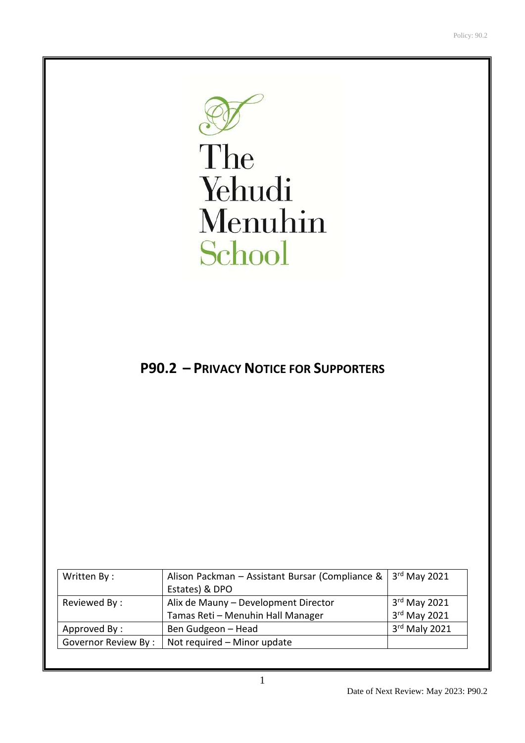The
Yehudi
Menuhin
School

# P90.2 – PRIVACY NOTICE FOR SUPPORTERS

| Written By : | Alison Packman – Assistant Bursar (Compliance & Estates) & DPO | 3rd May 2021 |
|---|---|---|
| Reviewed By : | Alix de Mauny – Development Director<br>Tamas Reti – Menuhin Hall Manager | 3rd May 2021<br>3rd May 2021 |
| Approved By : | Ben Gudgeon – Head | 3rd Maly 2021 |
| Governor Review By : | Not required – Minor update | |

Date of Next Review: May 2023: P90.2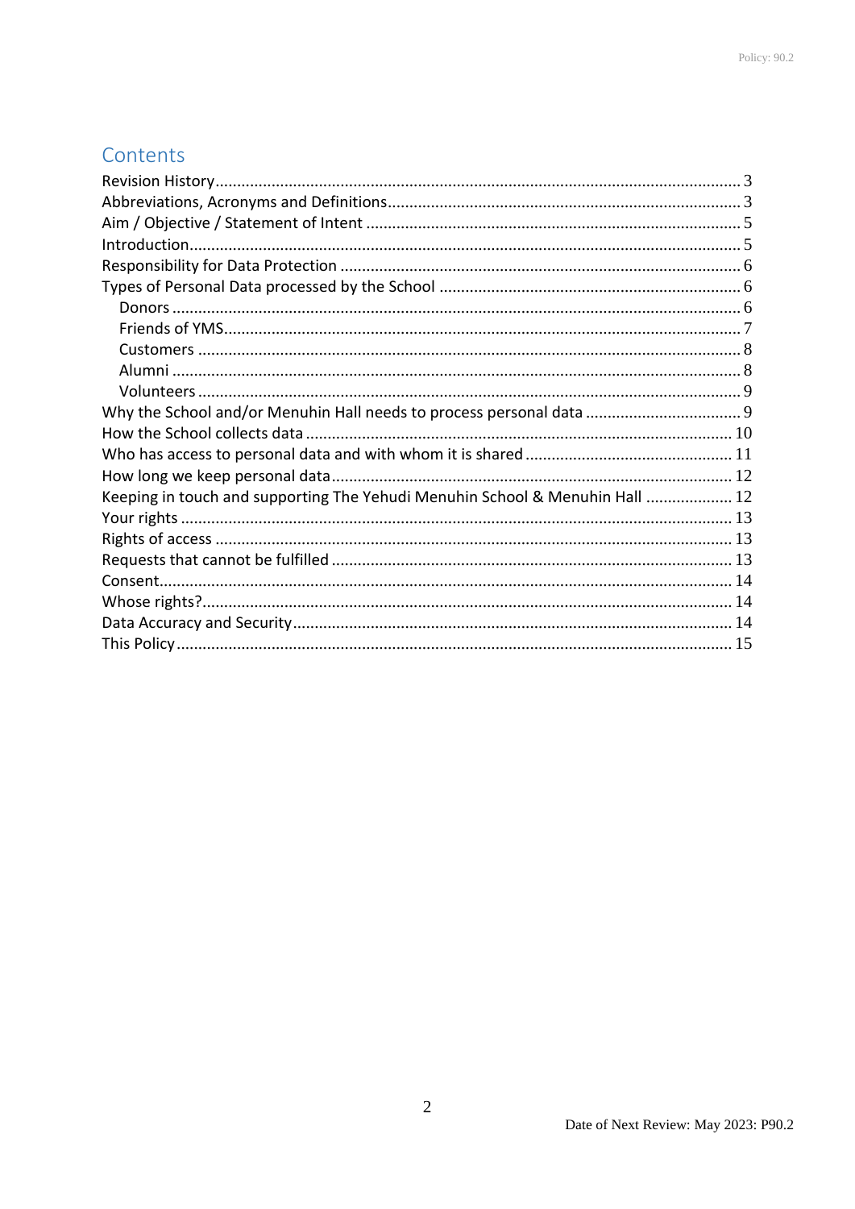## Contents

- Revision History ..... 3
- Abbreviations, Acronyms and Definitions ..... 3
- Aim / Objective / Statement of Intent ..... 5
- Introduction ..... 5
- Responsibility for Data Protection ..... 6
- Types of Personal Data processed by the School ..... 6
  - Donors ..... 6
  - Friends of YMS ..... 7
  - Customers ..... 8
  - Alumni ..... 8
  - Volunteers ..... 9
- Why the School and/or Menuhin Hall needs to process personal data ..... 9
- How the School collects data ..... 10
- Who has access to personal data and with whom it is shared ..... 11
- How long we keep personal data ..... 12
- Keeping in touch and supporting The Yehudi Menuhin School & Menuhin Hall ..... 12
- Your rights ..... 13
- Rights of access ..... 13
- Requests that cannot be fulfilled ..... 13
- Consent ..... 14
- Whose rights? ..... 14
- Data Accuracy and Security ..... 14
- This Policy ..... 15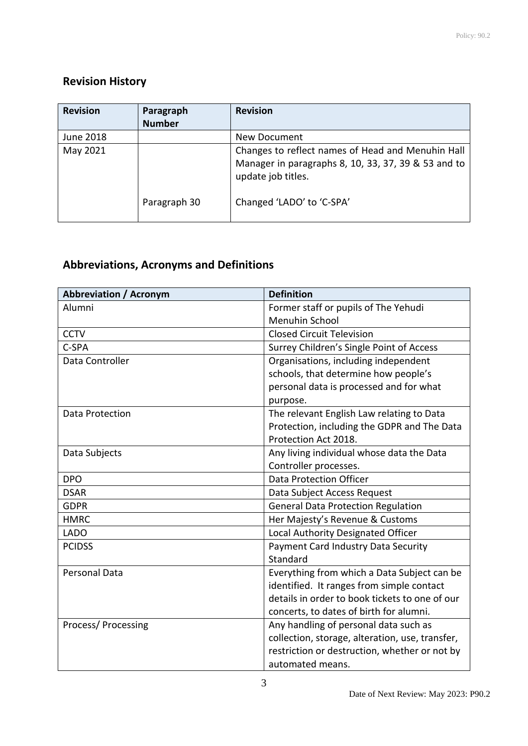## Revision History

| Revision | Paragraph Number | Revision |
|---|---|---|
| June 2018 | | New Document |
| May 2021 | | Changes to reflect names of Head and Menuhin Hall Manager in paragraphs 8, 10, 33, 37, 39 & 53 and to update job titles. |
| | Paragraph 30 | Changed 'LADO' to 'C-SPA' |

## Abbreviations, Acronyms and Definitions

| Abbreviation / Acronym | Definition |
|---|---|
| Alumni | Former staff or pupils of The Yehudi Menuhin School |
| CCTV | Closed Circuit Television |
| C-SPA | Surrey Children's Single Point of Access |
| Data Controller | Organisations, including independent schools, that determine how people's personal data is processed and for what purpose. |
| Data Protection | The relevant English Law relating to Data Protection, including the GDPR and The Data Protection Act 2018. |
| Data Subjects | Any living individual whose data the Data Controller processes. |
| DPO | Data Protection Officer |
| DSAR | Data Subject Access Request |
| GDPR | General Data Protection Regulation |
| HMRC | Her Majesty's Revenue & Customs |
| LADO | Local Authority Designated Officer |
| PCIDSS | Payment Card Industry Data Security Standard |
| Personal Data | Everything from which a Data Subject can be identified. It ranges from simple contact details in order to book tickets to one of our concerts, to dates of birth for alumni. |
| Process/ Processing | Any handling of personal data such as collection, storage, alteration, use, transfer, restriction or destruction, whether or not by automated means. |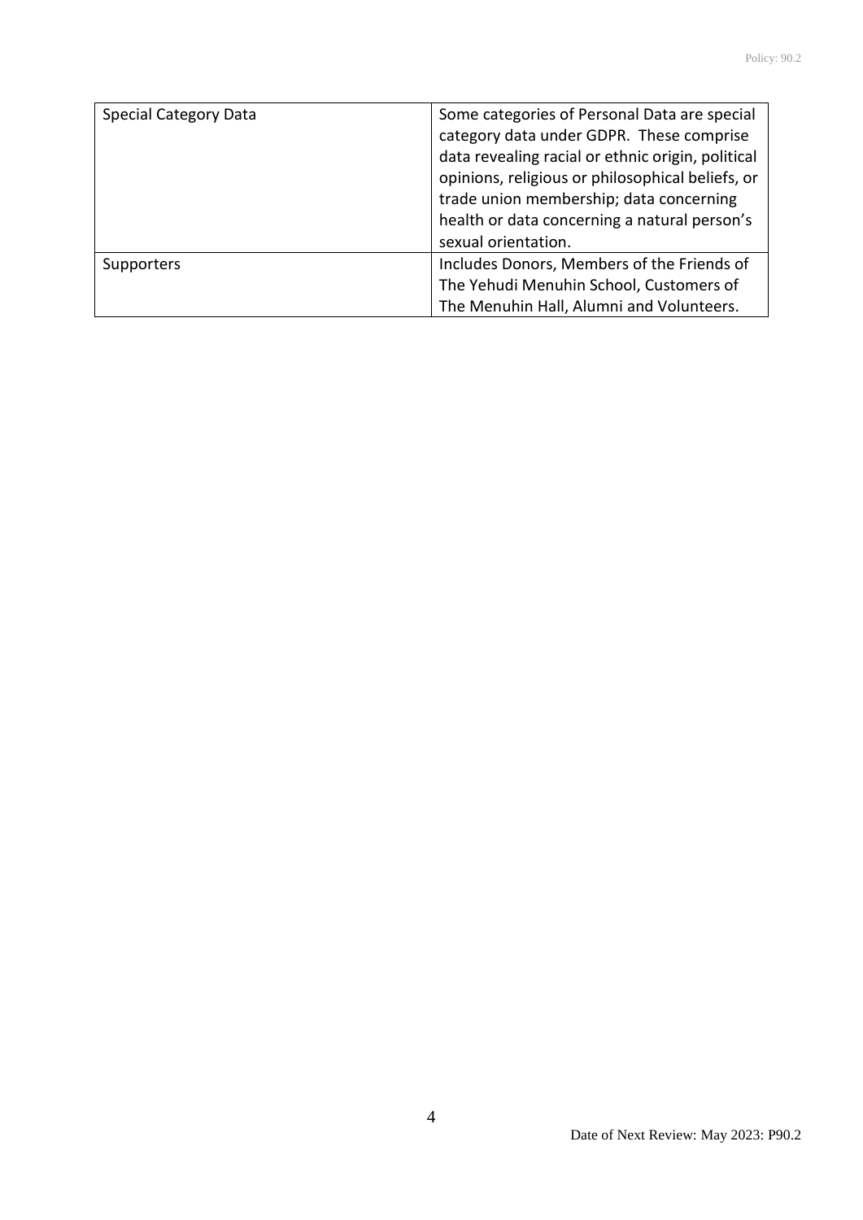| | |
|---|---|
| Special Category Data | Some categories of Personal Data are special category data under GDPR. These comprise data revealing racial or ethnic origin, political opinions, religious or philosophical beliefs, or trade union membership; data concerning health or data concerning a natural person's sexual orientation. |
| Supporters | Includes Donors, Members of the Friends of The Yehudi Menuhin School, Customers of The Menuhin Hall, Alumni and Volunteers. |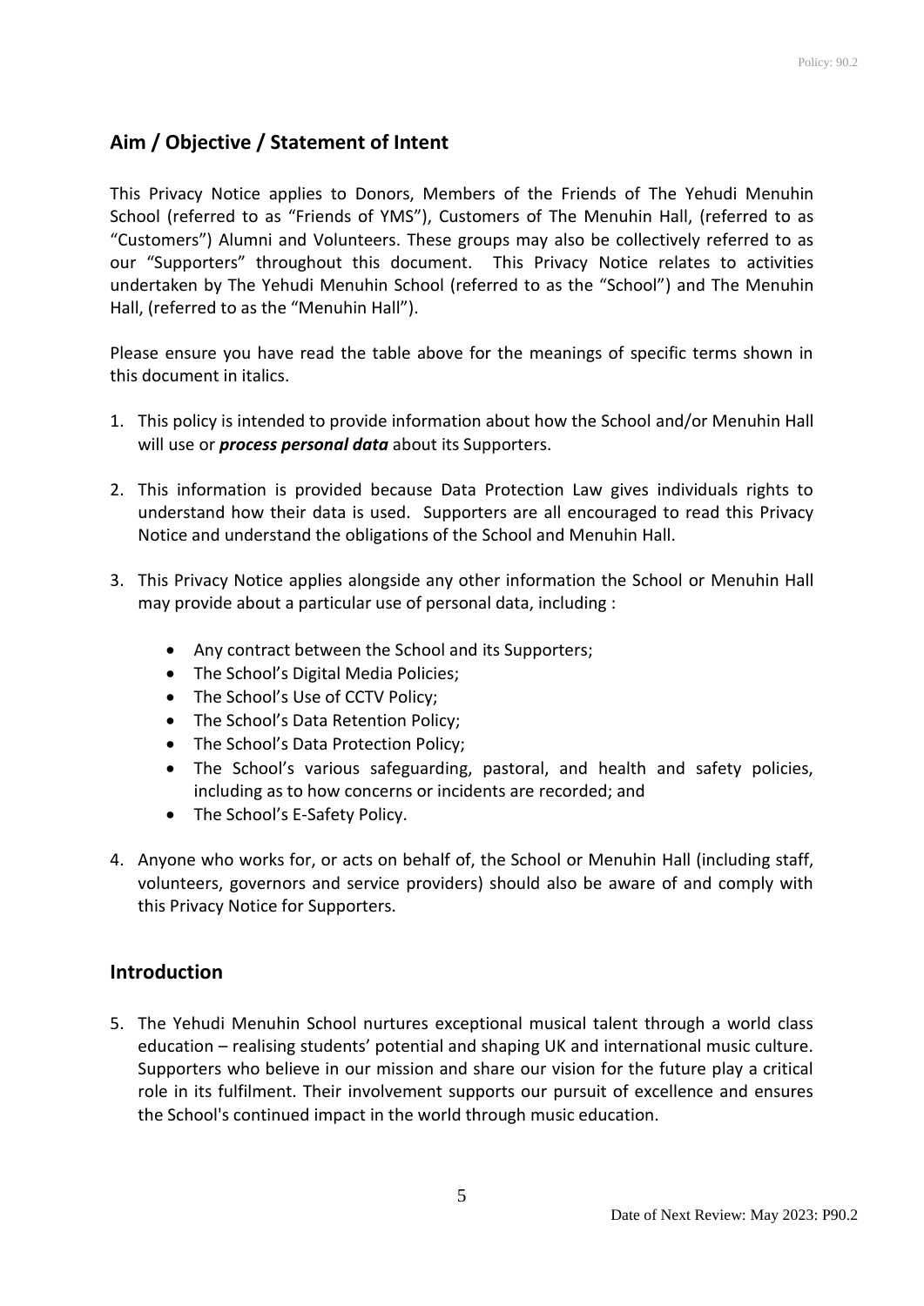## Aim / Objective / Statement of Intent

This Privacy Notice applies to Donors, Members of the Friends of The Yehudi Menuhin School (referred to as "Friends of YMS"), Customers of The Menuhin Hall, (referred to as "Customers") Alumni and Volunteers. These groups may also be collectively referred to as our "Supporters" throughout this document. This Privacy Notice relates to activities undertaken by The Yehudi Menuhin School (referred to as the "School") and The Menuhin Hall, (referred to as the "Menuhin Hall").

Please ensure you have read the table above for the meanings of specific terms shown in this document in italics.

1. This policy is intended to provide information about how the School and/or Menuhin Hall will use or ***process personal data*** about its Supporters.

2. This information is provided because Data Protection Law gives individuals rights to understand how their data is used. Supporters are all encouraged to read this Privacy Notice and understand the obligations of the School and Menuhin Hall.

3. This Privacy Notice applies alongside any other information the School or Menuhin Hall may provide about a particular use of personal data, including :

   - Any contract between the School and its Supporters;
   - The School's Digital Media Policies;
   - The School's Use of CCTV Policy;
   - The School's Data Retention Policy;
   - The School's Data Protection Policy;
   - The School's various safeguarding, pastoral, and health and safety policies, including as to how concerns or incidents are recorded; and
   - The School's E-Safety Policy.

4. Anyone who works for, or acts on behalf of, the School or Menuhin Hall (including staff, volunteers, governors and service providers) should also be aware of and comply with this Privacy Notice for Supporters.

## Introduction

5. The Yehudi Menuhin School nurtures exceptional musical talent through a world class education – realising students' potential and shaping UK and international music culture. Supporters who believe in our mission and share our vision for the future play a critical role in its fulfilment. Their involvement supports our pursuit of excellence and ensures the School's continued impact in the world through music education.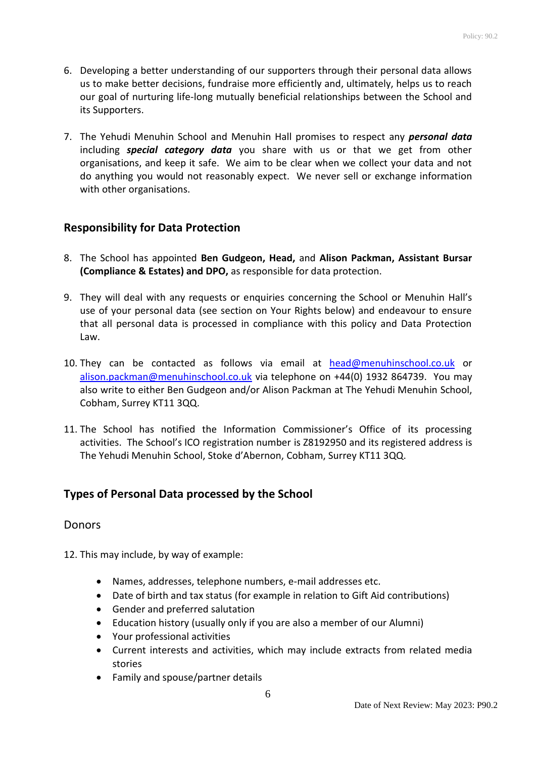6. Developing a better understanding of our supporters through their personal data allows us to make better decisions, fundraise more efficiently and, ultimately, helps us to reach our goal of nurturing life-long mutually beneficial relationships between the School and its Supporters.

7. The Yehudi Menuhin School and Menuhin Hall promises to respect any ***personal data*** including ***special category data*** you share with us or that we get from other organisations, and keep it safe. We aim to be clear when we collect your data and not do anything you would not reasonably expect. We never sell or exchange information with other organisations.

## Responsibility for Data Protection

8. The School has appointed **Ben Gudgeon, Head,** and **Alison Packman, Assistant Bursar (Compliance & Estates) and DPO,** as responsible for data protection.

9. They will deal with any requests or enquiries concerning the School or Menuhin Hall's use of your personal data (see section on Your Rights below) and endeavour to ensure that all personal data is processed in compliance with this policy and Data Protection Law.

10. They can be contacted as follows via email at head@menuhinschool.co.uk or alison.packman@menuhinschool.co.uk via telephone on +44(0) 1932 864739. You may also write to either Ben Gudgeon and/or Alison Packman at The Yehudi Menuhin School, Cobham, Surrey KT11 3QQ.

11. The School has notified the Information Commissioner's Office of its processing activities. The School's ICO registration number is Z8192950 and its registered address is The Yehudi Menuhin School, Stoke d'Abernon, Cobham, Surrey KT11 3QQ.

## Types of Personal Data processed by the School

### Donors

12. This may include, by way of example:

    - Names, addresses, telephone numbers, e-mail addresses etc.
    - Date of birth and tax status (for example in relation to Gift Aid contributions)
    - Gender and preferred salutation
    - Education history (usually only if you are also a member of our Alumni)
    - Your professional activities
    - Current interests and activities, which may include extracts from related media stories
    - Family and spouse/partner details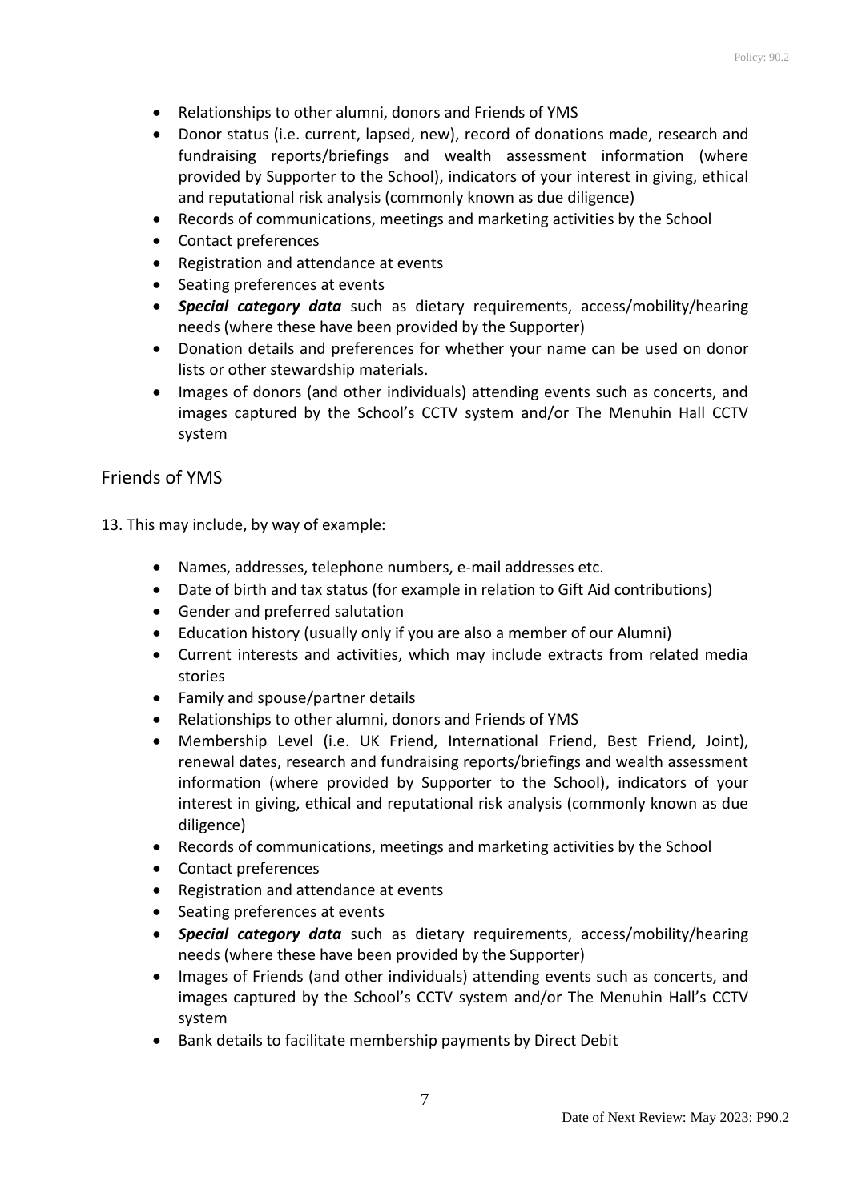- Relationships to other alumni, donors and Friends of YMS
- Donor status (i.e. current, lapsed, new), record of donations made, research and fundraising reports/briefings and wealth assessment information (where provided by Supporter to the School), indicators of your interest in giving, ethical and reputational risk analysis (commonly known as due diligence)
- Records of communications, meetings and marketing activities by the School
- Contact preferences
- Registration and attendance at events
- Seating preferences at events
- ***Special category data*** such as dietary requirements, access/mobility/hearing needs (where these have been provided by the Supporter)
- Donation details and preferences for whether your name can be used on donor lists or other stewardship materials.
- Images of donors (and other individuals) attending events such as concerts, and images captured by the School's CCTV system and/or The Menuhin Hall CCTV system

## Friends of YMS

13. This may include, by way of example:

- Names, addresses, telephone numbers, e-mail addresses etc.
- Date of birth and tax status (for example in relation to Gift Aid contributions)
- Gender and preferred salutation
- Education history (usually only if you are also a member of our Alumni)
- Current interests and activities, which may include extracts from related media stories
- Family and spouse/partner details
- Relationships to other alumni, donors and Friends of YMS
- Membership Level (i.e. UK Friend, International Friend, Best Friend, Joint), renewal dates, research and fundraising reports/briefings and wealth assessment information (where provided by Supporter to the School), indicators of your interest in giving, ethical and reputational risk analysis (commonly known as due diligence)
- Records of communications, meetings and marketing activities by the School
- Contact preferences
- Registration and attendance at events
- Seating preferences at events
- ***Special category data*** such as dietary requirements, access/mobility/hearing needs (where these have been provided by the Supporter)
- Images of Friends (and other individuals) attending events such as concerts, and images captured by the School's CCTV system and/or The Menuhin Hall's CCTV system
- Bank details to facilitate membership payments by Direct Debit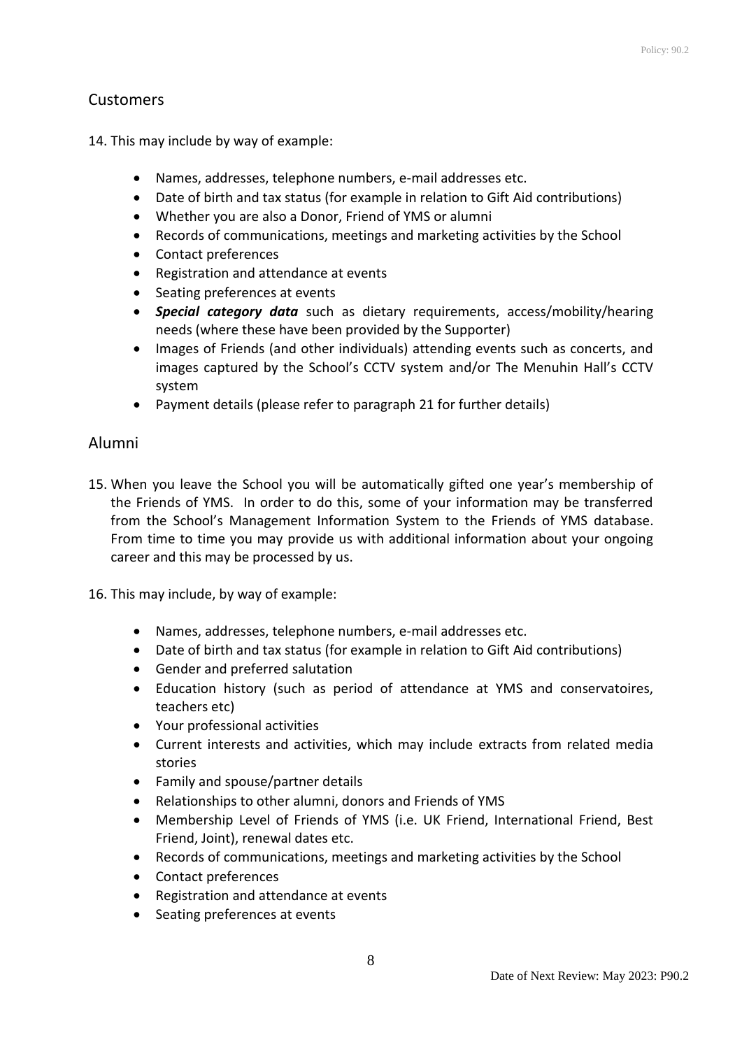## Customers

14. This may include by way of example:

- Names, addresses, telephone numbers, e-mail addresses etc.
- Date of birth and tax status (for example in relation to Gift Aid contributions)
- Whether you are also a Donor, Friend of YMS or alumni
- Records of communications, meetings and marketing activities by the School
- Contact preferences
- Registration and attendance at events
- Seating preferences at events
- ***Special category data*** such as dietary requirements, access/mobility/hearing needs (where these have been provided by the Supporter)
- Images of Friends (and other individuals) attending events such as concerts, and images captured by the School's CCTV system and/or The Menuhin Hall's CCTV system
- Payment details (please refer to paragraph 21 for further details)

## Alumni

15. When you leave the School you will be automatically gifted one year's membership of the Friends of YMS. In order to do this, some of your information may be transferred from the School's Management Information System to the Friends of YMS database. From time to time you may provide us with additional information about your ongoing career and this may be processed by us.

16. This may include, by way of example:

- Names, addresses, telephone numbers, e-mail addresses etc.
- Date of birth and tax status (for example in relation to Gift Aid contributions)
- Gender and preferred salutation
- Education history (such as period of attendance at YMS and conservatoires, teachers etc)
- Your professional activities
- Current interests and activities, which may include extracts from related media stories
- Family and spouse/partner details
- Relationships to other alumni, donors and Friends of YMS
- Membership Level of Friends of YMS (i.e. UK Friend, International Friend, Best Friend, Joint), renewal dates etc.
- Records of communications, meetings and marketing activities by the School
- Contact preferences
- Registration and attendance at events
- Seating preferences at events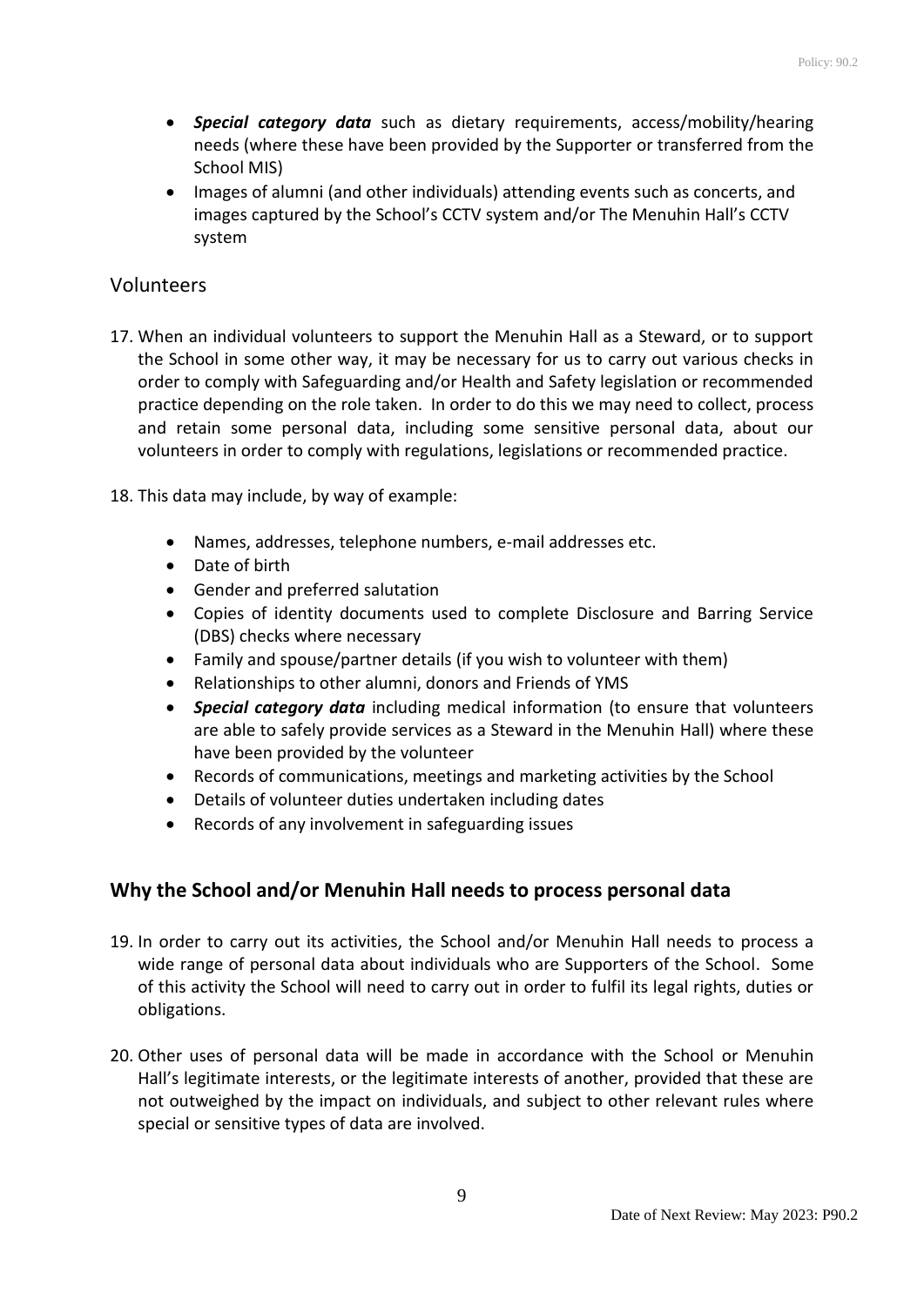- ***Special category data*** such as dietary requirements, access/mobility/hearing needs (where these have been provided by the Supporter or transferred from the School MIS)
- Images of alumni (and other individuals) attending events such as concerts, and images captured by the School's CCTV system and/or The Menuhin Hall's CCTV system

## Volunteers

17. When an individual volunteers to support the Menuhin Hall as a Steward, or to support the School in some other way, it may be necessary for us to carry out various checks in order to comply with Safeguarding and/or Health and Safety legislation or recommended practice depending on the role taken. In order to do this we may need to collect, process and retain some personal data, including some sensitive personal data, about our volunteers in order to comply with regulations, legislations or recommended practice.

18. This data may include, by way of example:

    - Names, addresses, telephone numbers, e-mail addresses etc.
    - Date of birth
    - Gender and preferred salutation
    - Copies of identity documents used to complete Disclosure and Barring Service (DBS) checks where necessary
    - Family and spouse/partner details (if you wish to volunteer with them)
    - Relationships to other alumni, donors and Friends of YMS
    - ***Special category data*** including medical information (to ensure that volunteers are able to safely provide services as a Steward in the Menuhin Hall) where these have been provided by the volunteer
    - Records of communications, meetings and marketing activities by the School
    - Details of volunteer duties undertaken including dates
    - Records of any involvement in safeguarding issues

## Why the School and/or Menuhin Hall needs to process personal data

19. In order to carry out its activities, the School and/or Menuhin Hall needs to process a wide range of personal data about individuals who are Supporters of the School. Some of this activity the School will need to carry out in order to fulfil its legal rights, duties or obligations.

20. Other uses of personal data will be made in accordance with the School or Menuhin Hall's legitimate interests, or the legitimate interests of another, provided that these are not outweighed by the impact on individuals, and subject to other relevant rules where special or sensitive types of data are involved.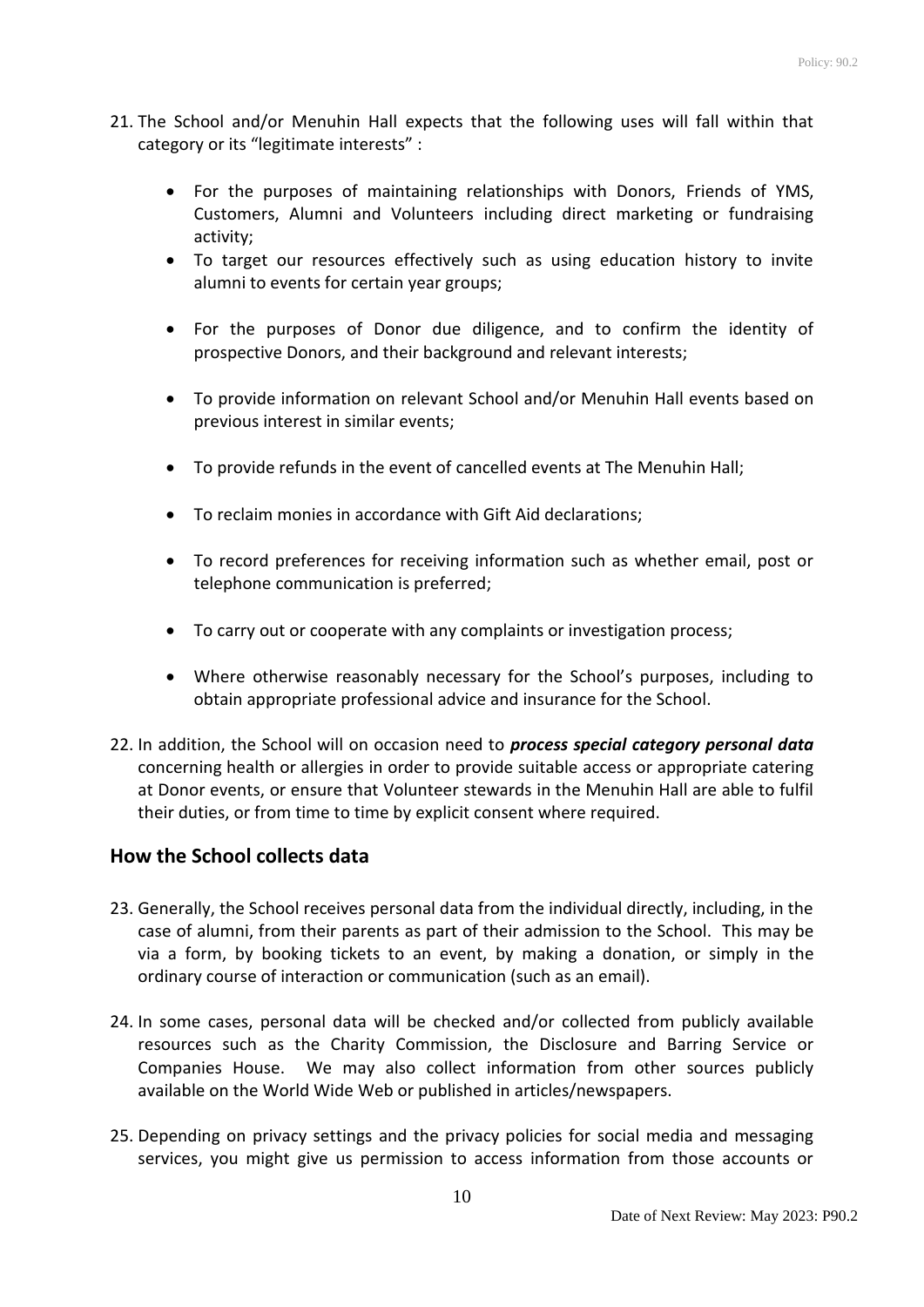21. The School and/or Menuhin Hall expects that the following uses will fall within that category or its "legitimate interests" :

    - For the purposes of maintaining relationships with Donors, Friends of YMS, Customers, Alumni and Volunteers including direct marketing or fundraising activity;
    - To target our resources effectively such as using education history to invite alumni to events for certain year groups;
    - For the purposes of Donor due diligence, and to confirm the identity of prospective Donors, and their background and relevant interests;
    - To provide information on relevant School and/or Menuhin Hall events based on previous interest in similar events;
    - To provide refunds in the event of cancelled events at The Menuhin Hall;
    - To reclaim monies in accordance with Gift Aid declarations;
    - To record preferences for receiving information such as whether email, post or telephone communication is preferred;
    - To carry out or cooperate with any complaints or investigation process;
    - Where otherwise reasonably necessary for the School's purposes, including to obtain appropriate professional advice and insurance for the School.

22. In addition, the School will on occasion need to ***process special category personal data*** concerning health or allergies in order to provide suitable access or appropriate catering at Donor events, or ensure that Volunteer stewards in the Menuhin Hall are able to fulfil their duties, or from time to time by explicit consent where required.

## How the School collects data

23. Generally, the School receives personal data from the individual directly, including, in the case of alumni, from their parents as part of their admission to the School. This may be via a form, by booking tickets to an event, by making a donation, or simply in the ordinary course of interaction or communication (such as an email).

24. In some cases, personal data will be checked and/or collected from publicly available resources such as the Charity Commission, the Disclosure and Barring Service or Companies House. We may also collect information from other sources publicly available on the World Wide Web or published in articles/newspapers.

25. Depending on privacy settings and the privacy policies for social media and messaging services, you might give us permission to access information from those accounts or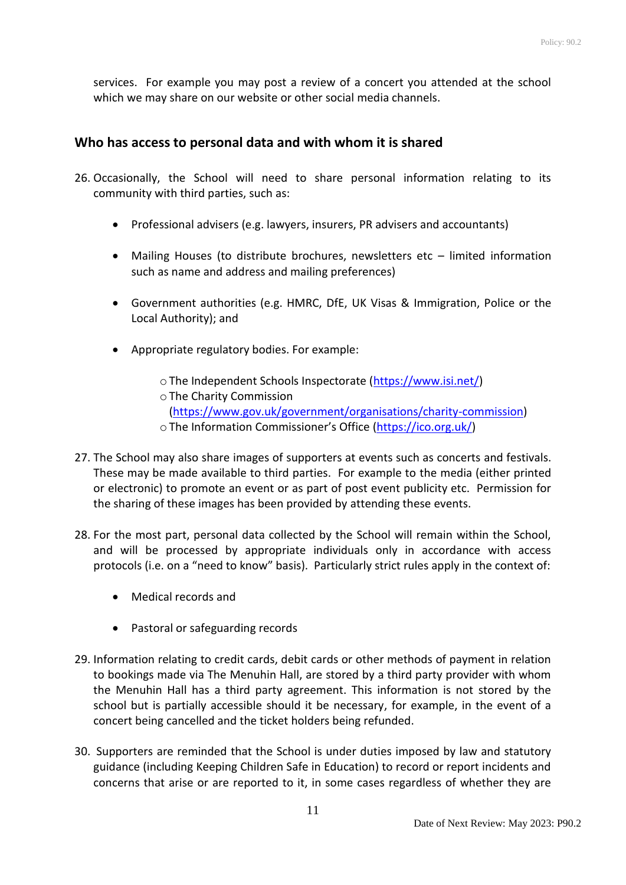services. For example you may post a review of a concert you attended at the school which we may share on our website or other social media channels.

## Who has access to personal data and with whom it is shared

26. Occasionally, the School will need to share personal information relating to its community with third parties, such as:

    - Professional advisers (e.g. lawyers, insurers, PR advisers and accountants)
    - Mailing Houses (to distribute brochures, newsletters etc – limited information such as name and address and mailing preferences)
    - Government authorities (e.g. HMRC, DfE, UK Visas & Immigration, Police or the Local Authority); and
    - Appropriate regulatory bodies. For example:
        - The Independent Schools Inspectorate (https://www.isi.net/)
        - The Charity Commission (https://www.gov.uk/government/organisations/charity-commission)
        - The Information Commissioner's Office (https://ico.org.uk/)

27. The School may also share images of supporters at events such as concerts and festivals. These may be made available to third parties. For example to the media (either printed or electronic) to promote an event or as part of post event publicity etc. Permission for the sharing of these images has been provided by attending these events.

28. For the most part, personal data collected by the School will remain within the School, and will be processed by appropriate individuals only in accordance with access protocols (i.e. on a "need to know" basis). Particularly strict rules apply in the context of:

    - Medical records and
    - Pastoral or safeguarding records

29. Information relating to credit cards, debit cards or other methods of payment in relation to bookings made via The Menuhin Hall, are stored by a third party provider with whom the Menuhin Hall has a third party agreement. This information is not stored by the school but is partially accessible should it be necessary, for example, in the event of a concert being cancelled and the ticket holders being refunded.

30. Supporters are reminded that the School is under duties imposed by law and statutory guidance (including Keeping Children Safe in Education) to record or report incidents and concerns that arise or are reported to it, in some cases regardless of whether they are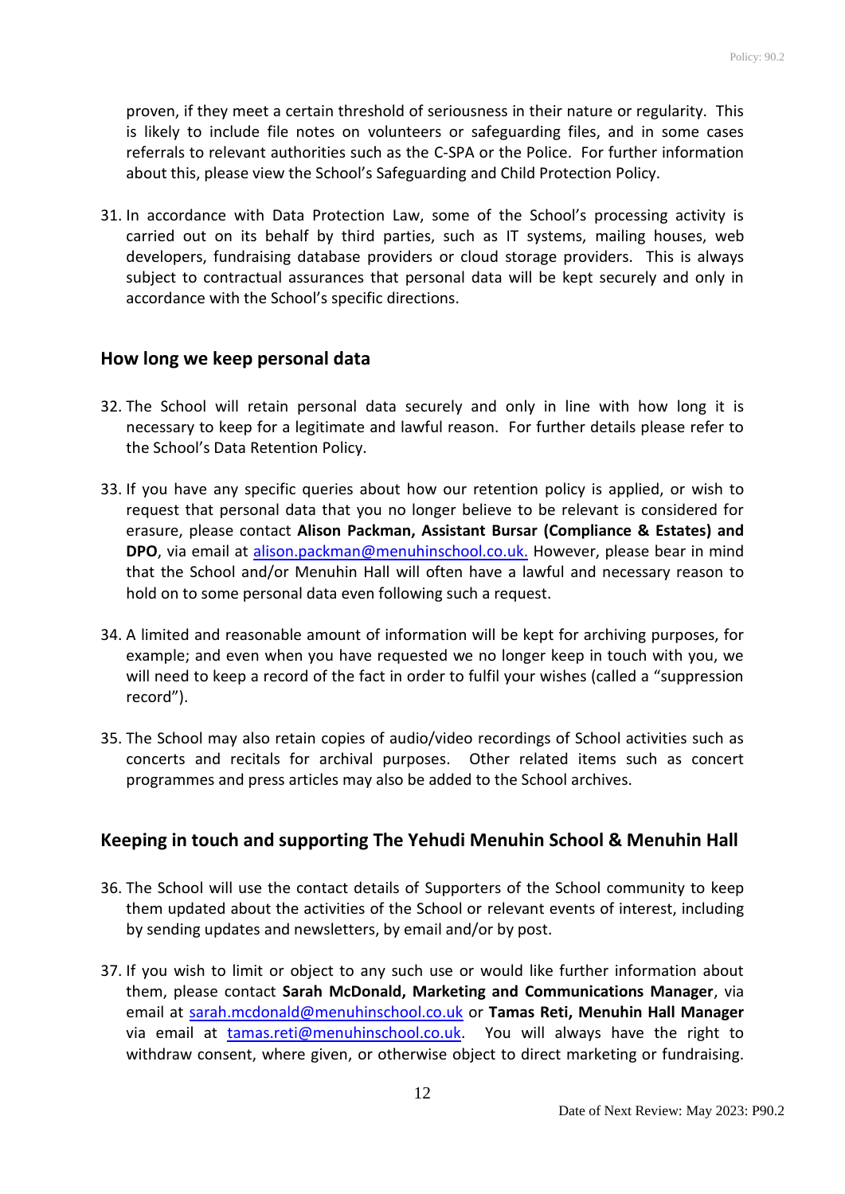proven, if they meet a certain threshold of seriousness in their nature or regularity. This is likely to include file notes on volunteers or safeguarding files, and in some cases referrals to relevant authorities such as the C-SPA or the Police. For further information about this, please view the School's Safeguarding and Child Protection Policy.

31. In accordance with Data Protection Law, some of the School's processing activity is carried out on its behalf by third parties, such as IT systems, mailing houses, web developers, fundraising database providers or cloud storage providers. This is always subject to contractual assurances that personal data will be kept securely and only in accordance with the School's specific directions.

## How long we keep personal data

32. The School will retain personal data securely and only in line with how long it is necessary to keep for a legitimate and lawful reason. For further details please refer to the School's Data Retention Policy.

33. If you have any specific queries about how our retention policy is applied, or wish to request that personal data that you no longer believe to be relevant is considered for erasure, please contact **Alison Packman, Assistant Bursar (Compliance & Estates) and DPO**, via email at alison.packman@menuhinschool.co.uk. However, please bear in mind that the School and/or Menuhin Hall will often have a lawful and necessary reason to hold on to some personal data even following such a request.

34. A limited and reasonable amount of information will be kept for archiving purposes, for example; and even when you have requested we no longer keep in touch with you, we will need to keep a record of the fact in order to fulfil your wishes (called a "suppression record").

35. The School may also retain copies of audio/video recordings of School activities such as concerts and recitals for archival purposes. Other related items such as concert programmes and press articles may also be added to the School archives.

## Keeping in touch and supporting The Yehudi Menuhin School & Menuhin Hall

36. The School will use the contact details of Supporters of the School community to keep them updated about the activities of the School or relevant events of interest, including by sending updates and newsletters, by email and/or by post.

37. If you wish to limit or object to any such use or would like further information about them, please contact **Sarah McDonald, Marketing and Communications Manager**, via email at sarah.mcdonald@menuhinschool.co.uk or **Tamas Reti, Menuhin Hall Manager** via email at tamas.reti@menuhinschool.co.uk. You will always have the right to withdraw consent, where given, or otherwise object to direct marketing or fundraising.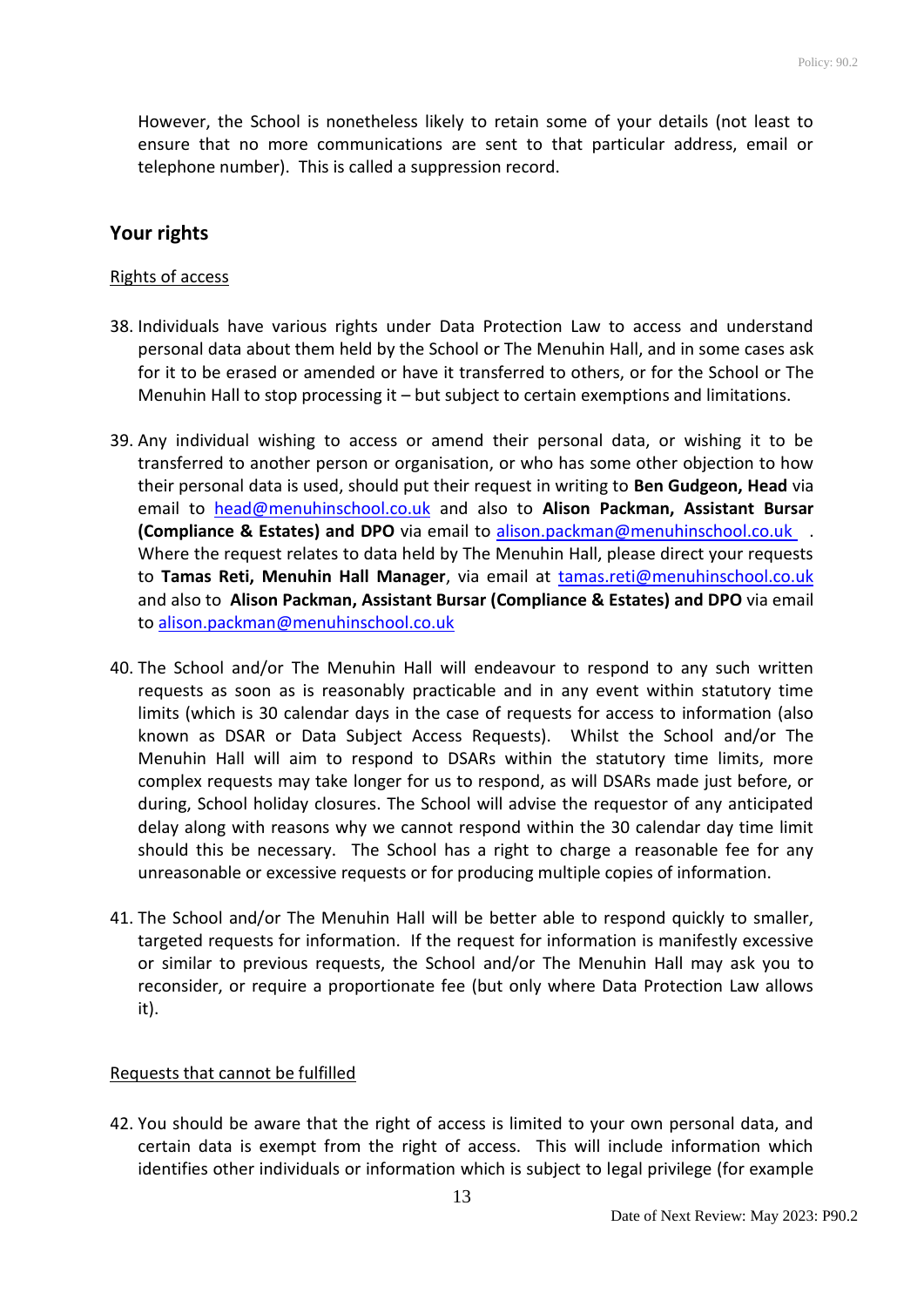However, the School is nonetheless likely to retain some of your details (not least to ensure that no more communications are sent to that particular address, email or telephone number). This is called a suppression record.

## Your rights

Rights of access

38. Individuals have various rights under Data Protection Law to access and understand personal data about them held by the School or The Menuhin Hall, and in some cases ask for it to be erased or amended or have it transferred to others, or for the School or The Menuhin Hall to stop processing it – but subject to certain exemptions and limitations.

39. Any individual wishing to access or amend their personal data, or wishing it to be transferred to another person or organisation, or who has some other objection to how their personal data is used, should put their request in writing to **Ben Gudgeon, Head** via email to head@menuhinschool.co.uk and also to **Alison Packman, Assistant Bursar (Compliance & Estates) and DPO** via email to alison.packman@menuhinschool.co.uk . Where the request relates to data held by The Menuhin Hall, please direct your requests to **Tamas Reti, Menuhin Hall Manager**, via email at tamas.reti@menuhinschool.co.uk and also to **Alison Packman, Assistant Bursar (Compliance & Estates) and DPO** via email to alison.packman@menuhinschool.co.uk

40. The School and/or The Menuhin Hall will endeavour to respond to any such written requests as soon as is reasonably practicable and in any event within statutory time limits (which is 30 calendar days in the case of requests for access to information (also known as DSAR or Data Subject Access Requests). Whilst the School and/or The Menuhin Hall will aim to respond to DSARs within the statutory time limits, more complex requests may take longer for us to respond, as will DSARs made just before, or during, School holiday closures. The School will advise the requestor of any anticipated delay along with reasons why we cannot respond within the 30 calendar day time limit should this be necessary. The School has a right to charge a reasonable fee for any unreasonable or excessive requests or for producing multiple copies of information.

41. The School and/or The Menuhin Hall will be better able to respond quickly to smaller, targeted requests for information. If the request for information is manifestly excessive or similar to previous requests, the School and/or The Menuhin Hall may ask you to reconsider, or require a proportionate fee (but only where Data Protection Law allows it).

Requests that cannot be fulfilled

42. You should be aware that the right of access is limited to your own personal data, and certain data is exempt from the right of access. This will include information which identifies other individuals or information which is subject to legal privilege (for example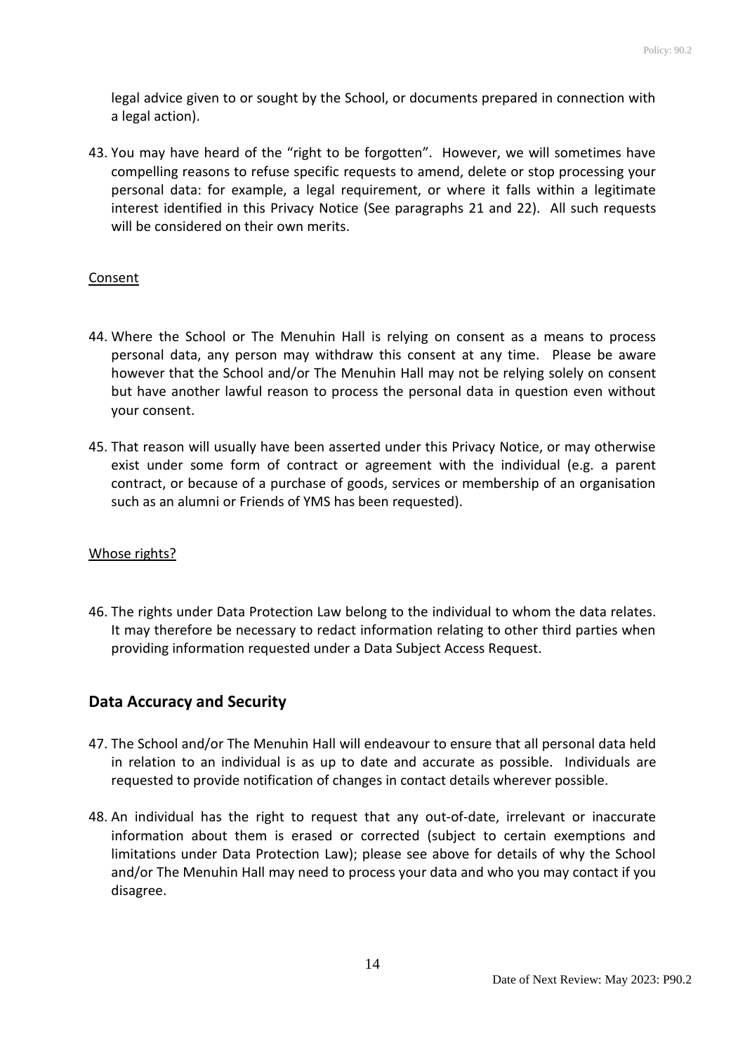legal advice given to or sought by the School, or documents prepared in connection with a legal action).

43. You may have heard of the “right to be forgotten”. However, we will sometimes have compelling reasons to refuse specific requests to amend, delete or stop processing your personal data: for example, a legal requirement, or where it falls within a legitimate interest identified in this Privacy Notice (See paragraphs 21 and 22). All such requests will be considered on their own merits.

<u>Consent</u>

44. Where the School or The Menuhin Hall is relying on consent as a means to process personal data, any person may withdraw this consent at any time. Please be aware however that the School and/or The Menuhin Hall may not be relying solely on consent but have another lawful reason to process the personal data in question even without your consent.

45. That reason will usually have been asserted under this Privacy Notice, or may otherwise exist under some form of contract or agreement with the individual (e.g. a parent contract, or because of a purchase of goods, services or membership of an organisation such as an alumni or Friends of YMS has been requested).

<u>Whose rights?</u>

46. The rights under Data Protection Law belong to the individual to whom the data relates. It may therefore be necessary to redact information relating to other third parties when providing information requested under a Data Subject Access Request.

## Data Accuracy and Security

47. The School and/or The Menuhin Hall will endeavour to ensure that all personal data held in relation to an individual is as up to date and accurate as possible. Individuals are requested to provide notification of changes in contact details wherever possible.

48. An individual has the right to request that any out-of-date, irrelevant or inaccurate information about them is erased or corrected (subject to certain exemptions and limitations under Data Protection Law); please see above for details of why the School and/or The Menuhin Hall may need to process your data and who you may contact if you disagree.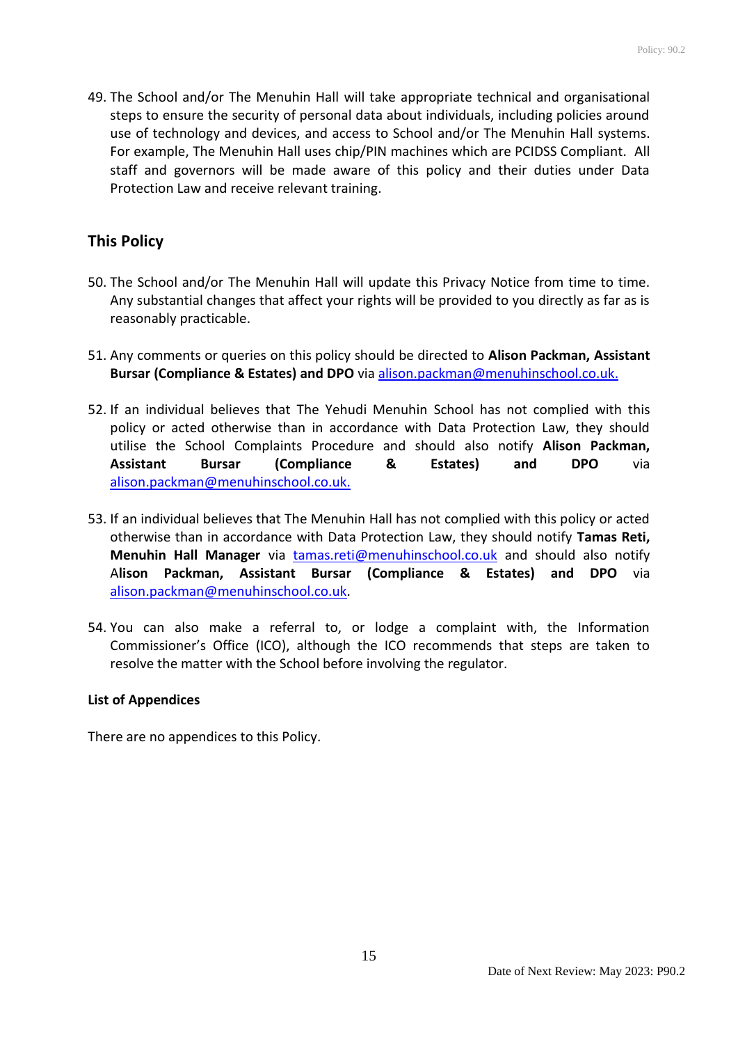49. The School and/or The Menuhin Hall will take appropriate technical and organisational steps to ensure the security of personal data about individuals, including policies around use of technology and devices, and access to School and/or The Menuhin Hall systems. For example, The Menuhin Hall uses chip/PIN machines which are PCIDSS Compliant. All staff and governors will be made aware of this policy and their duties under Data Protection Law and receive relevant training.

## This Policy

50. The School and/or The Menuhin Hall will update this Privacy Notice from time to time. Any substantial changes that affect your rights will be provided to you directly as far as is reasonably practicable.

51. Any comments or queries on this policy should be directed to **Alison Packman, Assistant Bursar (Compliance & Estates) and DPO** via alison.packman@menuhinschool.co.uk.

52. If an individual believes that The Yehudi Menuhin School has not complied with this policy or acted otherwise than in accordance with Data Protection Law, they should utilise the School Complaints Procedure and should also notify **Alison Packman, Assistant Bursar (Compliance & Estates) and DPO** via alison.packman@menuhinschool.co.uk.

53. If an individual believes that The Menuhin Hall has not complied with this policy or acted otherwise than in accordance with Data Protection Law, they should notify **Tamas Reti, Menuhin Hall Manager** via tamas.reti@menuhinschool.co.uk and should also notify A**lison Packman, Assistant Bursar (Compliance & Estates) and DPO** via alison.packman@menuhinschool.co.uk.

54. You can also make a referral to, or lodge a complaint with, the Information Commissioner's Office (ICO), although the ICO recommends that steps are taken to resolve the matter with the School before involving the regulator.

**List of Appendices**

There are no appendices to this Policy.